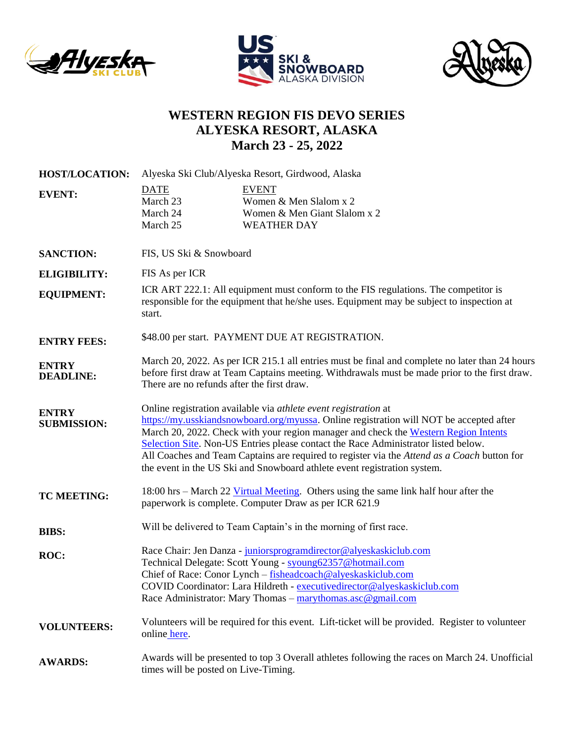# WESTERN REGION FIS DEVO SERIES
# ALYESKA RESORT, ALASKA
# March 23 - 25, 2022

**HOST/LOCATION:** Alyeska Ski Club/Alyeska Resort, Girdwood, Alaska

**EVENT:**

| DATE | EVENT |
|---|---|
| March 23 | Women & Men Slalom x 2 |
| March 24 | Women & Men Giant Slalom x 2 |
| March 25 | WEATHER DAY |

**SANCTION:** FIS, US Ski & Snowboard

**ELIGIBILITY:** FIS As per ICR

**EQUIPMENT:** ICR ART 222.1: All equipment must conform to the FIS regulations. The competitor is responsible for the equipment that he/she uses. Equipment may be subject to inspection at start.

**ENTRY FEES:** $48.00 per start. PAYMENT DUE AT REGISTRATION.

**ENTRY DEADLINE:** March 20, 2022. As per ICR 215.1 all entries must be final and complete no later than 24 hours before first draw at Team Captains meeting. Withdrawals must be made prior to the first draw. There are no refunds after the first draw.

**ENTRY SUBMISSION:** Online registration available via *athlete event registration* at https://my.usskiandsnowboard.org/myussa. Online registration will NOT be accepted after March 20, 2022. Check with your region manager and check the Western Region Intents Selection Site. Non-US Entries please contact the Race Administrator listed below. All Coaches and Team Captains are required to register via the *Attend as a Coach* button for the event in the US Ski and Snowboard athlete event registration system.

**TC MEETING:** 18:00 hrs – March 22 Virtual Meeting. Others using the same link half hour after the paperwork is complete. Computer Draw as per ICR 621.9

**BIBS:** Will be delivered to Team Captain's in the morning of first race.

**ROC:**
Race Chair: Jen Danza - juniorsprogramdirector@alyeskaskiclub.com
Technical Delegate: Scott Young - syoung62357@hotmail.com
Chief of Race: Conor Lynch – fisheadcoach@alyeskaskiclub.com
COVID Coordinator: Lara Hildreth - executivedirector@alyeskaskiclub.com
Race Administrator: Mary Thomas – marythomas.asc@gmail.com

**VOLUNTEERS:** Volunteers will be required for this event. Lift-ticket will be provided. Register to volunteer online here.

**AWARDS:** Awards will be presented to top 3 Overall athletes following the races on March 24. Unofficial times will be posted on Live-Timing.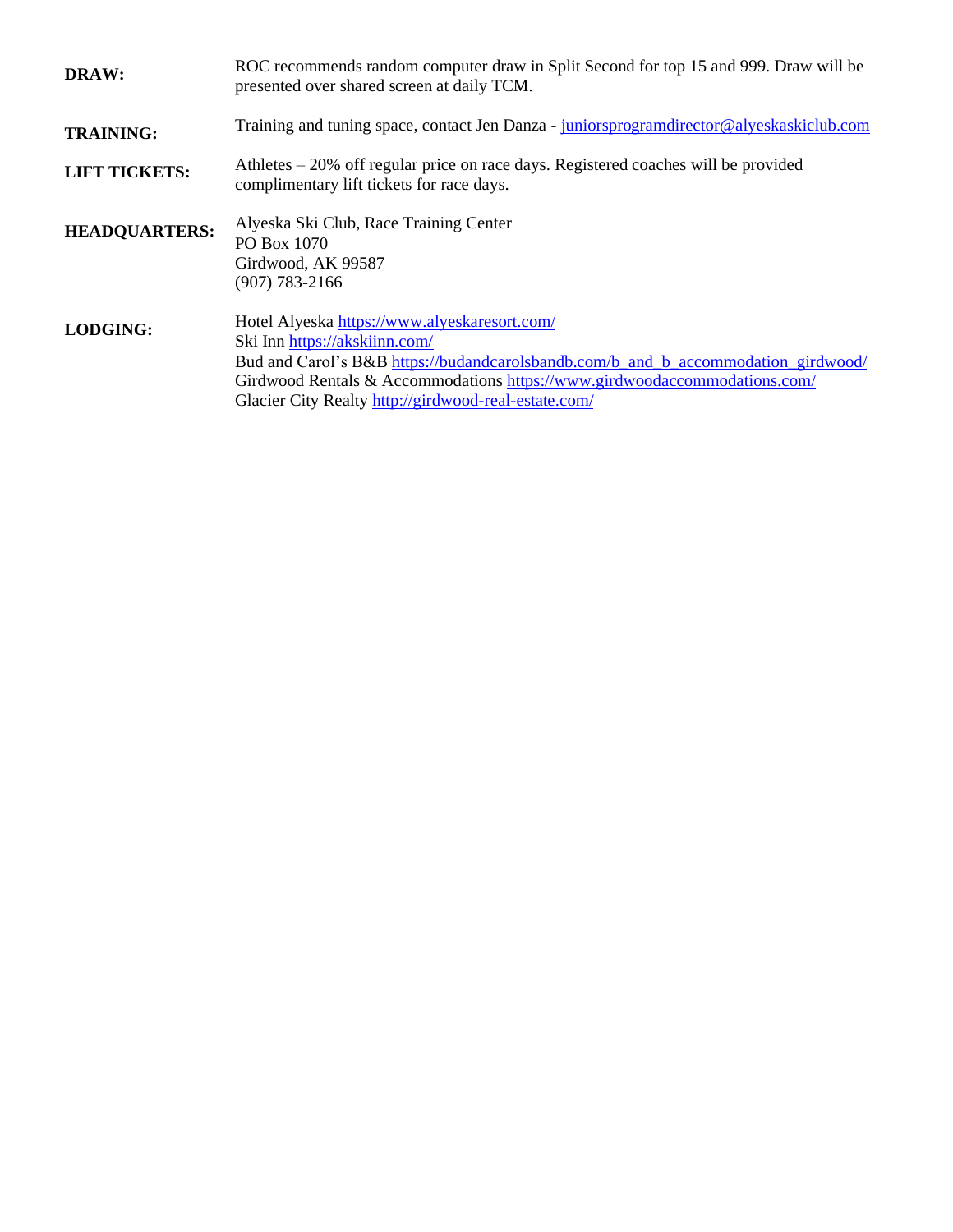**DRAW:** ROC recommends random computer draw in Split Second for top 15 and 999. Draw will be presented over shared screen at daily TCM.

**TRAINING:** Training and tuning space, contact Jen Danza - [juniorsprogramdirector@alyeskaskiclub.com](mailto:juniorsprogramdirector@alyeskaskiclub.com)

**LIFT TICKETS:** Athletes – 20% off regular price on race days. Registered coaches will be provided complimentary lift tickets for race days.

**HEADQUARTERS:** Alyeska Ski Club, Race Training Center
PO Box 1070
Girdwood, AK 99587
(907) 783-2166

**LODGING:** Hotel Alyeska https://www.alyeskaresort.com/
Ski Inn https://akskiinn.com/
Bud and Carol's B&B https://budandcarolsbandb.com/b_and_b_accommodation_girdwood/
Girdwood Rentals & Accommodations https://www.girdwoodaccommodations.com/
Glacier City Realty http://girdwood-real-estate.com/